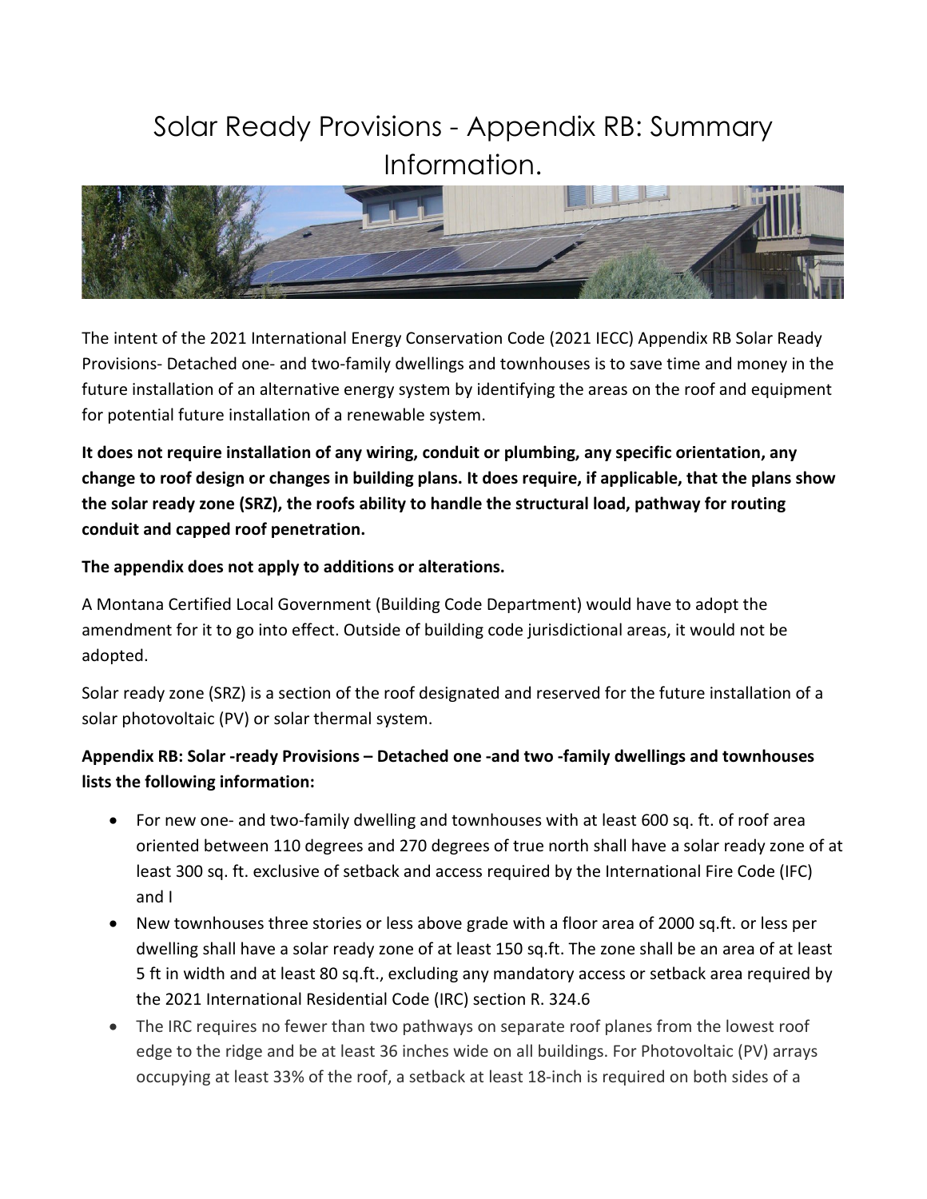# Solar Ready Provisions - Appendix RB: Summary Information.

The intent of the 2021 International Energy Conservation Code (2021 IECC) Appendix RB Solar Ready Provisions- Detached one- and two-family dwellings and townhouses is to save time and money in the future installation of an alternative energy system by identifying the areas on the roof and equipment for potential future installation of a renewable system.

**It does not require installation of any wiring, conduit or plumbing, any specific orientation, any change to roof design or changes in building plans. It does require, if applicable, that the plans show the solar ready zone (SRZ), the roofs ability to handle the structural load, pathway for routing conduit and capped roof penetration.**

**The appendix does not apply to additions or alterations.**

A Montana Certified Local Government (Building Code Department) would have to adopt the amendment for it to go into effect. Outside of building code jurisdictional areas, it would not be adopted.

Solar ready zone (SRZ) is a section of the roof designated and reserved for the future installation of a solar photovoltaic (PV) or solar thermal system.

**Appendix RB: Solar -ready Provisions – Detached one -and two -family dwellings and townhouses lists the following information:**

- For new one- and two-family dwelling and townhouses with at least 600 sq. ft. of roof area oriented between 110 degrees and 270 degrees of true north shall have a solar ready zone of at least 300 sq. ft. exclusive of setback and access required by the International Fire Code (IFC) and I
- New townhouses three stories or less above grade with a floor area of 2000 sq.ft. or less per dwelling shall have a solar ready zone of at least 150 sq.ft. The zone shall be an area of at least 5 ft in width and at least 80 sq.ft., excluding any mandatory access or setback area required by the 2021 International Residential Code (IRC) section R. 324.6
- The IRC requires no fewer than two pathways on separate roof planes from the lowest roof edge to the ridge and be at least 36 inches wide on all buildings. For Photovoltaic (PV) arrays occupying at least 33% of the roof, a setback at least 18-inch is required on both sides of a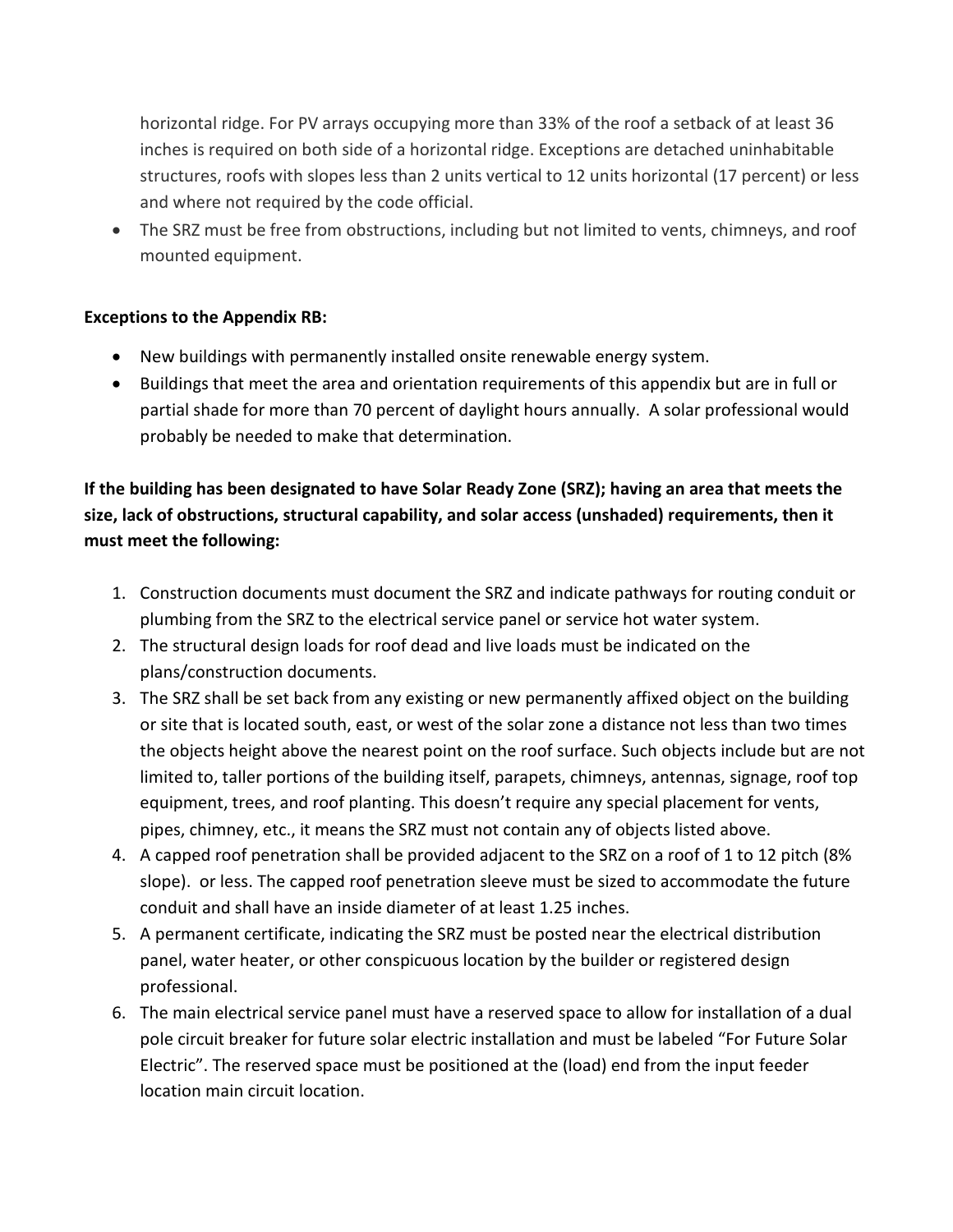horizontal ridge. For PV arrays occupying more than 33% of the roof a setback of at least 36 inches is required on both side of a horizontal ridge. Exceptions are detached uninhabitable structures, roofs with slopes less than 2 units vertical to 12 units horizontal (17 percent) or less and where not required by the code official.

- The SRZ must be free from obstructions, including but not limited to vents, chimneys, and roof mounted equipment.

**Exceptions to the Appendix RB:**

- New buildings with permanently installed onsite renewable energy system.
- Buildings that meet the area and orientation requirements of this appendix but are in full or partial shade for more than 70 percent of daylight hours annually. A solar professional would probably be needed to make that determination.

**If the building has been designated to have Solar Ready Zone (SRZ); having an area that meets the size, lack of obstructions, structural capability, and solar access (unshaded) requirements, then it must meet the following:**

1. Construction documents must document the SRZ and indicate pathways for routing conduit or plumbing from the SRZ to the electrical service panel or service hot water system.
2. The structural design loads for roof dead and live loads must be indicated on the plans/construction documents.
3. The SRZ shall be set back from any existing or new permanently affixed object on the building or site that is located south, east, or west of the solar zone a distance not less than two times the objects height above the nearest point on the roof surface. Such objects include but are not limited to, taller portions of the building itself, parapets, chimneys, antennas, signage, roof top equipment, trees, and roof planting. This doesn't require any special placement for vents, pipes, chimney, etc., it means the SRZ must not contain any of objects listed above.
4. A capped roof penetration shall be provided adjacent to the SRZ on a roof of 1 to 12 pitch (8% slope). or less. The capped roof penetration sleeve must be sized to accommodate the future conduit and shall have an inside diameter of at least 1.25 inches.
5. A permanent certificate, indicating the SRZ must be posted near the electrical distribution panel, water heater, or other conspicuous location by the builder or registered design professional.
6. The main electrical service panel must have a reserved space to allow for installation of a dual pole circuit breaker for future solar electric installation and must be labeled "For Future Solar Electric". The reserved space must be positioned at the (load) end from the input feeder location main circuit location.